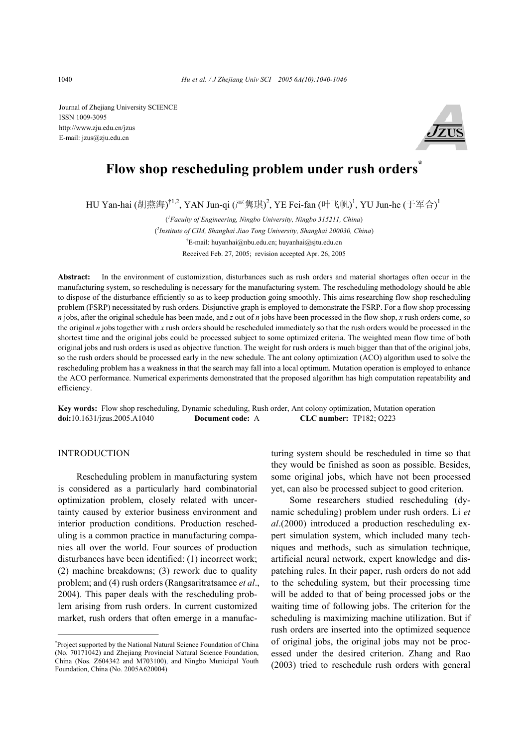Journal of Zhejiang University SCIENCE
ISSN 1009-3095
http://www.zju.edu.cn/jzus
E-mail: jzus@zju.edu.cn

# Flow shop rescheduling problem under rush orders*

HU Yan-hai (胡燕海)[†1,2], YAN Jun-qi (严隽琪)[2], YE Fei-fan (叶飞帆)[1], YU Jun-he (于军合)[1]

([1]*Faculty of Engineering, Ningbo University, Ningbo 315211, China*)

([2]*Institute of CIM, Shanghai Jiao Tong University, Shanghai 200030, China*)

[†]E-mail: huyanhai@nbu.edu.cn; huyanhai@sjtu.edu.cn

Received Feb. 27, 2005; revision accepted Apr. 26, 2005

**Abstract:** In the environment of customization, disturbances such as rush orders and material shortages often occur in the manufacturing system, so rescheduling is necessary for the manufacturing system. The rescheduling methodology should be able to dispose of the disturbance efficiently so as to keep production going smoothly. This aims researching flow shop rescheduling problem (FSRP) necessitated by rush orders. Disjunctive graph is employed to demonstrate the FSRP. For a flow shop processing *n* jobs, after the original schedule has been made, and *z* out of *n* jobs have been processed in the flow shop, *x* rush orders come, so the original *n* jobs together with *x* rush orders should be rescheduled immediately so that the rush orders would be processed in the shortest time and the original jobs could be processed subject to some optimized criteria. The weighted mean flow time of both original jobs and rush orders is used as objective function. The weight for rush orders is much bigger than that of the original jobs, so the rush orders should be processed early in the new schedule. The ant colony optimization (ACO) algorithm used to solve the rescheduling problem has a weakness in that the search may fall into a local optimum. Mutation operation is employed to enhance the ACO performance. Numerical experiments demonstrated that the proposed algorithm has high computation repeatability and efficiency.

**Key words:** Flow shop rescheduling, Dynamic scheduling, Rush order, Ant colony optimization, Mutation operation
**doi:**10.1631/jzus.2005.A1040 **Document code:** A **CLC number:** TP182; O223

## INTRODUCTION

Rescheduling problem in manufacturing system is considered as a particularly hard combinatorial optimization problem, closely related with uncertainty caused by exterior business environment and interior production conditions. Production rescheduling is a common practice in manufacturing companies all over the world. Four sources of production disturbances have been identified: (1) incorrect work; (2) machine breakdowns; (3) rework due to quality problem; and (4) rush orders (Rangsaritratsamee *et al*., 2004). This paper deals with the rescheduling problem arising from rush orders. In current customized market, rush orders that often emerge in a manufacturing system should be rescheduled in time so that they would be finished as soon as possible. Besides, some original jobs, which have not been processed yet, can also be processed subject to good criterion.

Some researchers studied rescheduling (dynamic scheduling) problem under rush orders. Li *et al*.(2000) introduced a production rescheduling expert simulation system, which included many techniques and methods, such as simulation technique, artificial neural network, expert knowledge and dispatching rules. In their paper, rush orders do not add to the scheduling system, but their processing time will be added to that of being processed jobs or the waiting time of following jobs. The criterion for the scheduling is maximizing machine utilization. But if rush orders are inserted into the optimized sequence of original jobs, the original jobs may not be processed under the desired criterion. Zhang and Rao (2003) tried to reschedule rush orders with general

---

*Project supported by the National Natural Science Foundation of China (No. 70171042) and Zhejiang Provincial Natural Science Foundation, China (Nos. Z604342 and M703100), and Ningbo Municipal Youth Foundation, China (No. 2005A620004)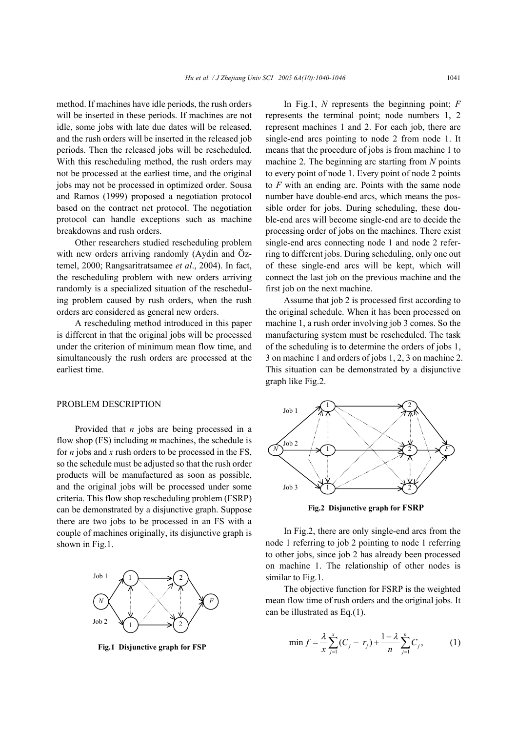method. If machines have idle periods, the rush orders will be inserted in these periods. If machines are not idle, some jobs with late due dates will be released, and the rush orders will be inserted in the released job periods. Then the released jobs will be rescheduled. With this rescheduling method, the rush orders may not be processed at the earliest time, and the original jobs may not be processed in optimized order. Sousa and Ramos (1999) proposed a negotiation protocol based on the contract net protocol. The negotiation protocol can handle exceptions such as machine breakdowns and rush orders.

Other researchers studied rescheduling problem with new orders arriving randomly (Aydin and Öztemel, 2000; Rangsaritratsamee *et al*., 2004). In fact, the rescheduling problem with new orders arriving randomly is a specialized situation of the rescheduling problem caused by rush orders, when the rush orders are considered as general new orders.

A rescheduling method introduced in this paper is different in that the original jobs will be processed under the criterion of minimum mean flow time, and simultaneously the rush orders are processed at the earliest time.

## PROBLEM DESCRIPTION

Provided that $n$ jobs are being processed in a flow shop (FS) including $m$ machines, the schedule is for $n$ jobs and $x$ rush orders to be processed in the FS, so the schedule must be adjusted so that the rush order products will be manufactured as soon as possible, and the original jobs will be processed under some criteria. This flow shop rescheduling problem (FSRP) can be demonstrated by a disjunctive graph. Suppose there are two jobs to be processed in an FS with a couple of machines originally, its disjunctive graph is shown in Fig.1.

**Fig.1 Disjunctive graph for FSP**

In Fig.1, $N$ represents the beginning point; $F$ represents the terminal point; node numbers 1, 2 represent machines 1 and 2. For each job, there are single-end arcs pointing to node 2 from node 1. It means that the procedure of jobs is from machine 1 to machine 2. The beginning arc starting from $N$ points to every point of node 1. Every point of node 2 points to $F$ with an ending arc. Points with the same node number have double-end arcs, which means the possible order for jobs. During scheduling, these double-end arcs will become single-end arc to decide the processing order of jobs on the machines. There exist single-end arcs connecting node 1 and node 2 referring to different jobs. During scheduling, only one out of these single-end arcs will be kept, which will connect the last job on the previous machine and the first job on the next machine.

Assume that job 2 is processed first according to the original schedule. When it has been processed on machine 1, a rush order involving job 3 comes. So the manufacturing system must be rescheduled. The task of the scheduling is to determine the orders of jobs 1, 3 on machine 1 and orders of jobs 1, 2, 3 on machine 2. This situation can be demonstrated by a disjunctive graph like Fig.2.

**Fig.2 Disjunctive graph for FSRP**

In Fig.2, there are only single-end arcs from the node 1 referring to job 2 pointing to node 1 referring to other jobs, since job 2 has already been processed on machine 1. The relationship of other nodes is similar to Fig.1.

The objective function for FSRP is the weighted mean flow time of rush orders and the original jobs. It can be illustrated as Eq.(1).

$$\min f = \frac{\lambda}{x}\sum_{j=1}^{x}(C_j - r_j) + \frac{1-\lambda}{n}\sum_{j=1}^{n}C_j, \tag{1}$$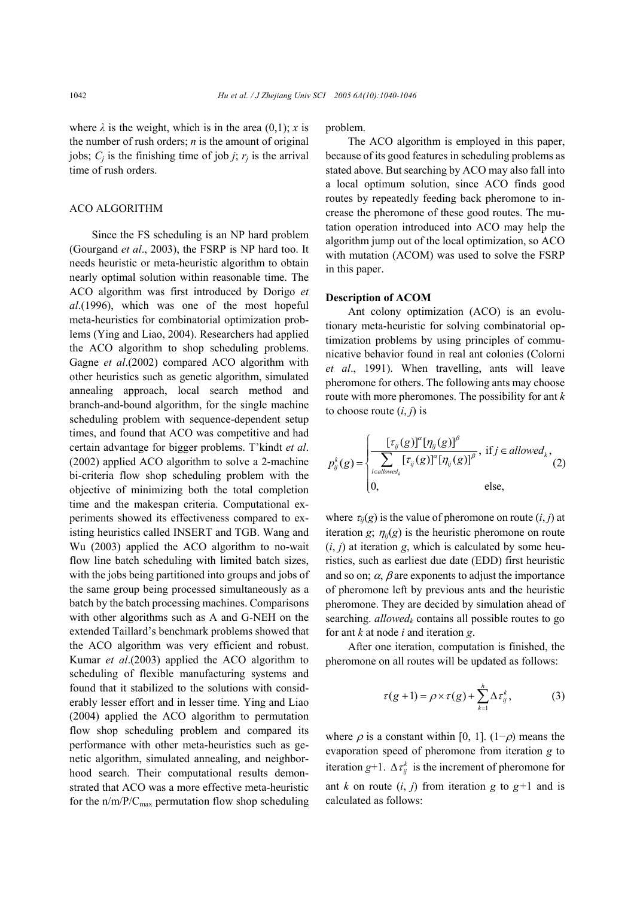where $\lambda$ is the weight, which is in the area (0,1); $x$ is the number of rush orders; $n$ is the amount of original jobs; $C_j$ is the finishing time of job $j$; $r_j$ is the arrival time of rush orders.

## ACO ALGORITHM

Since the FS scheduling is an NP hard problem (Gourgand *et al*., 2003), the FSRP is NP hard too. It needs heuristic or meta-heurisric algorithm to obtain nearly optimal solution within reasonable time. The ACO algorithm was first introduced by Dorigo *et al*.(1996), which was one of the most hopeful meta-heuristics for combinatorial optimization problems (Ying and Liao, 2004). Researchers had applied the ACO algorithm to shop scheduling problems. Gagne *et al*.(2002) compared ACO algorithm with other heuristics such as genetic algorithm, simulated annealing approach, local search method and branch-and-bound algorithm, for the single machine scheduling problem with sequence-dependent setup times, and found that ACO was competitive and had certain advantage for bigger problems. T'kindt *et al*. (2002) applied ACO algorithm to solve a 2-machine bi-criteria flow shop scheduling problem with the objective of minimizing both the total completion time and the makespan criteria. Computational experiments showed its effectiveness compared to existing heuristics called INSERT and TGB. Wang and Wu (2003) applied the ACO algorithm to no-wait flow line batch scheduling with limited batch sizes, with the jobs being partitioned into groups and jobs of the same group being processed simultaneously as a batch by the batch processing machines. Comparisons with other algorithms such as A and G-NEH on the extended Taillard's benchmark problems showed that the ACO algorithm was very efficient and robust. Kumar *et al*.(2003) applied the ACO algorithm to scheduling of flexible manufacturing systems and found that it stabilized to the solutions with considerably lesser effort and in lesser time. Ying and Liao (2004) applied the ACO algorithm to permutation flow shop scheduling problem and compared its performance with other meta-heuristics such as genetic algorithm, simulated annealing, and neighborhood search. Their computational results demonstrated that ACO was a more effective meta-heuristic for the $n/m/P/C_{max}$ permutation flow shop scheduling problem.

The ACO algorithm is employed in this paper, because of its good features in scheduling problems as stated above. But searching by ACO may also fall into a local optimum solution, since ACO finds good routes by repeatedly feeding back pheromone to increase the pheromone of these good routes. The mutation operation introduced into ACO may help the algorithm jump out of the local optimization, so ACO with mutation (ACOM) was used to solve the FSRP in this paper.

### Description of ACOM

Ant colony optimization (ACO) is an evolutionary meta-heuristic for solving combinatorial optimization problems by using principles of communicative behavior found in real ant colonies (Colorni *et al*., 1991). When travelling, ants will leave pheromone for others. The following ants may choose route with more pheromones. The possibility for ant $k$ to choose route $(i, j)$ is

$$p_{ij}^{k}(g)=\begin{cases}\dfrac{[\tau_{ij}(g)]^{\alpha}[\eta_{ij}(g)]^{\beta}}{\sum\limits_{l\in allowed_k}[\tau_{ij}(g)]^{\alpha}[\eta_{ij}(g)]^{\beta}}, & \text{if } j\in allowed_k,\\ 0, & \text{else,}\end{cases} \quad (2)$$

where $\tau_{ij}(g)$ is the value of pheromone on route $(i, j)$ at iteration $g$; $\eta_{ij}(g)$ is the heuristic pheromone on route $(i, j)$ at iteration $g$, which is calculated by some heuristics, such as earliest due date (EDD) first heuristic and so on; $\alpha$, $\beta$ are exponents to adjust the importance of pheromone left by previous ants and the heuristic pheromone. They are decided by simulation ahead of searching. $allowed_k$ contains all possible routes to go for ant $k$ at node $i$ and iteration $g$.

After one iteration, computation is finished, the pheromone on all routes will be updated as follows:

$$\tau(g+1)=\rho\times\tau(g)+\sum_{k=1}^{h}\Delta\tau_{ij}^{k}, \quad (3)$$

where $\rho$ is a constant within [0, 1]. $(1-\rho)$ means the evaporation speed of pheromone from iteration $g$ to iteration $g$+1. $\Delta\tau_{ij}^{k}$ is the increment of pheromone for ant $k$ on route $(i, j)$ from iteration $g$ to $g$+1 and is calculated as follows: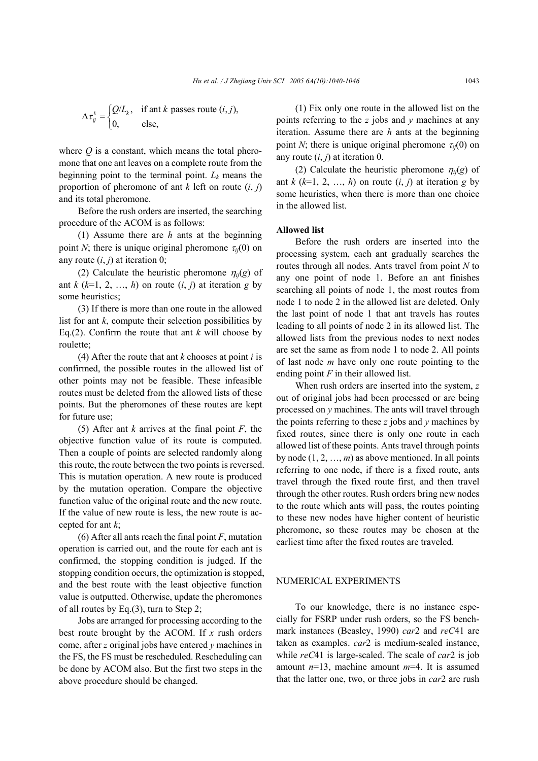$$\Delta \tau_{ij}^{k} = \begin{cases} Q/L_k, & \text{if ant } k \text{ passes route } (i, j), \\ 0, & \text{else,} \end{cases}$$

where $Q$ is a constant, which means the total pheromone that one ant leaves on a complete route from the beginning point to the terminal point. $L_k$ means the proportion of pheromone of ant $k$ left on route $(i, j)$ and its total pheromone.

Before the rush orders are inserted, the searching procedure of the ACOM is as follows:

(1) Assume there are $h$ ants at the beginning point $N$; there is unique original pheromone $\tau_{ij}(0)$ on any route $(i, j)$ at iteration 0;

(2) Calculate the heuristic pheromone $\eta_{ij}(g)$ of ant $k$ ($k$=1, 2, …, $h$) on route $(i, j)$ at iteration $g$ by some heuristics;

(3) If there is more than one route in the allowed list for ant $k$, compute their selection possibilities by Eq.(2). Confirm the route that ant $k$ will choose by roulette;

(4) After the route that ant $k$ chooses at point $i$ is confirmed, the possible routes in the allowed list of other points may not be feasible. These infeasible routes must be deleted from the allowed lists of these points. But the pheromones of these routes are kept for future use;

(5) After ant $k$ arrives at the final point $F$, the objective function value of its route is computed. Then a couple of points are selected randomly along this route, the route between the two points is reversed. This is mutation operation. A new route is produced by the mutation operation. Compare the objective function value of the original route and the new route. If the value of new route is less, the new route is accepted for ant $k$;

(6) After all ants reach the final point $F$, mutation operation is carried out, and the route for each ant is confirmed, the stopping condition is judged. If the stopping condition occurs, the optimization is stopped, and the best route with the least objective function value is outputted. Otherwise, update the pheromones of all routes by Eq.(3), turn to Step 2;

Jobs are arranged for processing according to the best route brought by the ACOM. If $x$ rush orders come, after $z$ original jobs have entered $y$ machines in the FS, the FS must be rescheduled. Rescheduling can be done by ACOM also. But the first two steps in the above procedure should be changed.

(1) Fix only one route in the allowed list on the points referring to the $z$ jobs and $y$ machines at any iteration. Assume there are $h$ ants at the beginning point $N$; there is unique original pheromone $\tau_{ij}(0)$ on any route $(i, j)$ at iteration 0.

(2) Calculate the heuristic pheromone $\eta_{ij}(g)$ of ant $k$ ($k$=1, 2, …, $h$) on route $(i, j)$ at iteration $g$ by some heuristics, when there is more than one choice in the allowed list.

### Allowed list

Before the rush orders are inserted into the processing system, each ant gradually searches the routes through all nodes. Ants travel from point $N$ to any one point of node 1. Before an ant finishes searching all points of node 1, the most routes from node 1 to node 2 in the allowed list are deleted. Only the last point of node 1 that ant travels has routes leading to all points of node 2 in its allowed list. The allowed lists from the previous nodes to next nodes are set the same as from node 1 to node 2. All points of last node $m$ have only one route pointing to the ending point $F$ in their allowed list.

When rush orders are inserted into the system, $z$ out of original jobs had been processed or are being processed on $y$ machines. The ants will travel through the points referring to these $z$ jobs and $y$ machines by fixed routes, since there is only one route in each allowed list of these points. Ants travel through points by node (1, 2, …, $m$) as above mentioned. In all points referring to one node, if there is a fixed route, ants travel through the fixed route first, and then travel through the other routes. Rush orders bring new nodes to the route which ants will pass, the routes pointing to these new nodes have higher content of heuristic pheromone, so these routes may be chosen at the earliest time after the fixed routes are traveled.

## NUMERICAL EXPERIMENTS

To our knowledge, there is no instance especially for FSRP under rush orders, so the FS benchmark instances (Beasley, 1990) *car*2 and *reC*41 are taken as examples. *car*2 is medium-scaled instance, while *reC*41 is large-scaled. The scale of *car*2 is job amount $n$=13, machine amount $m$=4. It is assumed that the latter one, two, or three jobs in *car*2 are rush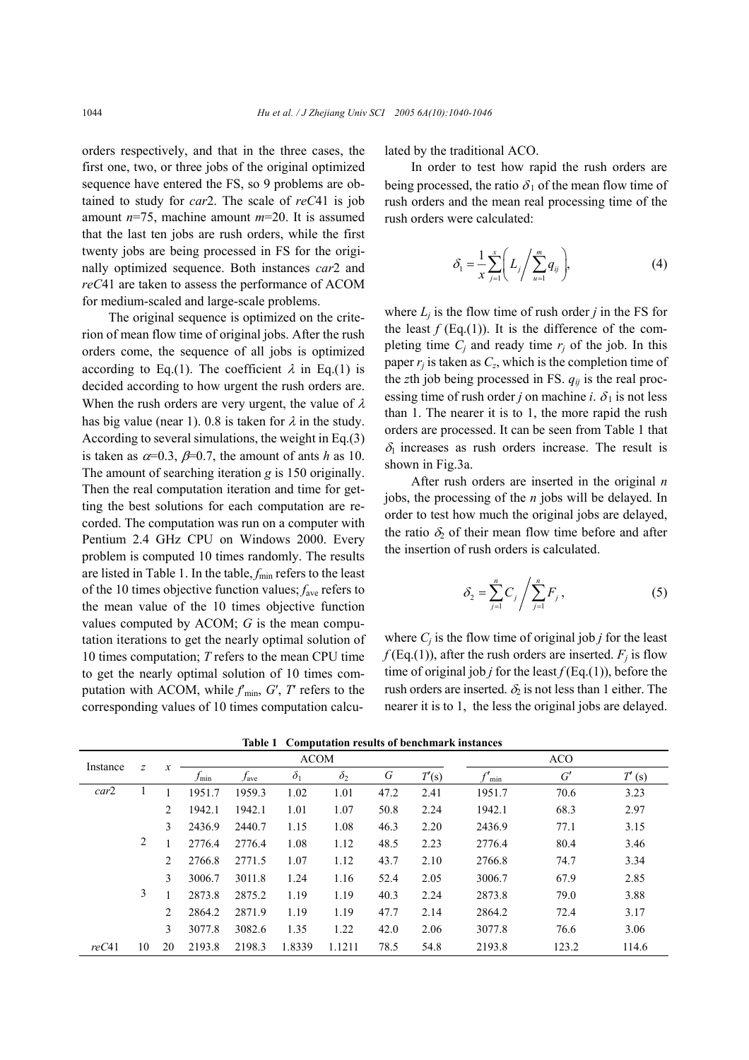orders respectively, and that in the three cases, the first one, two, or three jobs of the original optimized sequence have entered the FS, so 9 problems are obtained to study for *car*2. The scale of *reC*41 is job amount $n$=75, machine amount $m$=20. It is assumed that the last ten jobs are rush orders, while the first twenty jobs are being processed in FS for the originally optimized sequence. Both instances *car*2 and *reC*41 are taken to assess the performance of ACOM for medium-scaled and large-scale problems.

The original sequence is optimized on the criterion of mean flow time of original jobs. After the rush orders come, the sequence of all jobs is optimized according to Eq.(1). The coefficient $\lambda$ in Eq.(1) is decided according to how urgent the rush orders are. When the rush orders are very urgent, the value of $\lambda$ has big value (near 1). 0.8 is taken for $\lambda$ in the study. According to several simulations, the weight in Eq.(3) is taken as $\alpha$=0.3, $\beta$=0.7, the amount of ants $h$ as 10. The amount of searching iteration $g$ is 150 originally. Then the real computation iteration and time for getting the best solutions for each computation are recorded. The computation was run on a computer with Pentium 2.4 GHz CPU on Windows 2000. Every problem is computed 10 times randomly. The results are listed in Table 1. In the table, $f_{\min}$ refers to the least of the 10 times objective function values; $f_{\text{ave}}$ refers to the mean value of the 10 times objective function values computed by ACOM; $G$ is the mean computation iterations to get the nearly optimal solution of 10 times computation; $T$ refers to the mean CPU time to get the nearly optimal solution of 10 times computation with ACOM, while $f'_{\min}$, $G'$, $T'$ refers to the corresponding values of 10 times computation calculated by the traditional ACO.

In order to test how rapid the rush orders are being processed, the ratio $\delta_1$ of the mean flow time of rush orders and the mean real processing time of the rush orders were calculated:

$$\delta_1 = \frac{1}{x}\sum_{j=1}^{x}\left(L_j \bigg/ \sum_{u=1}^{m} q_{ij}\right), \tag{4}$$

where $L_j$ is the flow time of rush order $j$ in the FS for the least $f$ (Eq.(1)). It is the difference of the completing time $C_j$ and ready time $r_j$ of the job. In this paper $r_j$ is taken as $C_z$, which is the completion time of the $z$th job being processed in FS. $q_{ij}$ is the real processing time of rush order $j$ on machine $i$. $\delta_1$ is not less than 1. The nearer it is to 1, the more rapid the rush orders are processed. It can be seen from Table 1 that $\delta_1$ increases as rush orders increase. The result is shown in Fig.3a.

After rush orders are inserted in the original $n$ jobs, the processing of the $n$ jobs will be delayed. In order to test how much the original jobs are delayed, the ratio $\delta_2$ of their mean flow time before and after the insertion of rush orders is calculated.

$$\delta_2 = \sum_{j=1}^{n} C_j \bigg/ \sum_{j=1}^{n} F_j, \tag{5}$$

where $C_j$ is the flow time of original job $j$ for the least $f$ (Eq.(1)), after the rush orders are inserted. $F_j$ is flow time of original job $j$ for the least $f$ (Eq.(1)), before the rush orders are inserted. $\delta_2$ is not less than 1 either. The nearer it is to 1, the less the original jobs are delayed.

**Table 1 Computation results of benchmark instances**

| Instance | $z$ | $x$ | ACOM | | | | | | ACO | | |
|---|---|---|---|---|---|---|---|---|---|---|---|
| | | | $f_{\min}$ | $f_{\text{ave}}$ | $\delta_1$ | $\delta_2$ | $G$ | $T'$(s) | $f'_{\min}$ | $G'$ | $T'$ (s) |
| *car*2 | 1 | 1 | 1951.7 | 1959.3 | 1.02 | 1.01 | 47.2 | 2.41 | 1951.7 | 70.6 | 3.23 |
| | | 2 | 1942.1 | 1942.1 | 1.01 | 1.07 | 50.8 | 2.24 | 1942.1 | 68.3 | 2.97 |
| | | 3 | 2436.9 | 2440.7 | 1.15 | 1.08 | 46.3 | 2.20 | 2436.9 | 77.1 | 3.15 |
| | 2 | 1 | 2776.4 | 2776.4 | 1.08 | 1.12 | 48.5 | 2.23 | 2776.4 | 80.4 | 3.46 |
| | | 2 | 2766.8 | 2771.5 | 1.07 | 1.12 | 43.7 | 2.10 | 2766.8 | 74.7 | 3.34 |
| | | 3 | 3006.7 | 3011.8 | 1.24 | 1.16 | 52.4 | 2.05 | 3006.7 | 67.9 | 2.85 |
| | 3 | 1 | 2873.8 | 2875.2 | 1.19 | 1.19 | 40.3 | 2.24 | 2873.8 | 79.0 | 3.88 |
| | | 2 | 2864.2 | 2871.9 | 1.19 | 1.19 | 47.7 | 2.14 | 2864.2 | 72.4 | 3.17 |
| | | 3 | 3077.8 | 3082.6 | 1.35 | 1.22 | 42.0 | 2.06 | 3077.8 | 76.6 | 3.06 |
| *reC*41 | 10 | 20 | 2193.8 | 2198.3 | 1.8339 | 1.1211 | 78.5 | 54.8 | 2193.8 | 123.2 | 114.6 |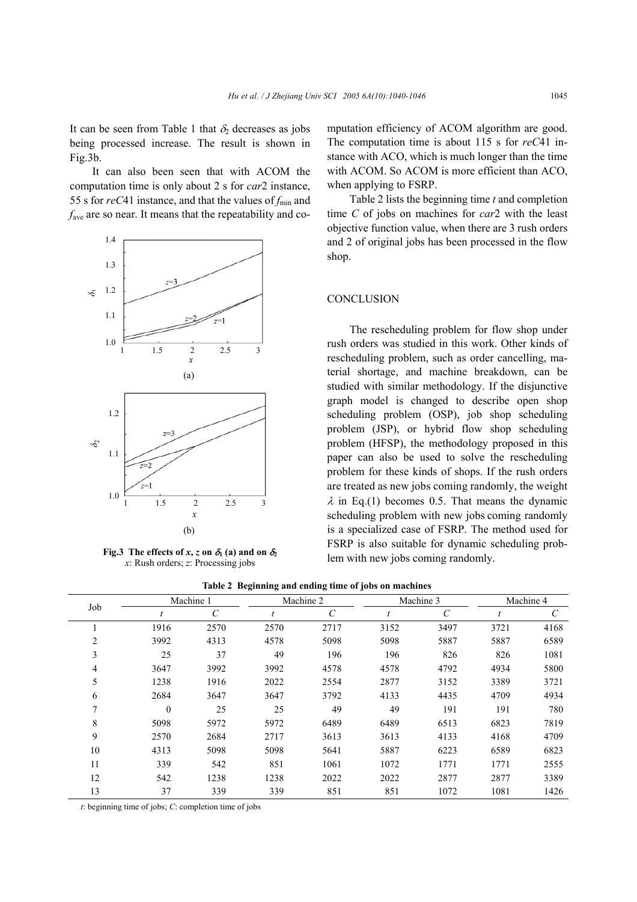It can be seen from Table 1 that $\delta_2$ decreases as jobs being processed increase. The result is shown in Fig.3b.

It can also been seen that with ACOM the computation time is only about 2 s for *car*2 instance, 55 s for *reC*41 instance, and that the values of $f_{\min}$ and $f_{\text{ave}}$ are so near. It means that the repeatability and computation efficiency of ACOM algorithm are good. The computation time is about 115 s for *reC*41 instance with ACO, which is much longer than the time with ACOM. So ACOM is more efficient than ACO, when applying to FSRP.

**Fig.3 The effects of $x$, $z$ on $\delta_1$ (a) and on $\delta_2$**
$x$: Rush orders; $z$: Processing jobs

Table 2 lists the beginning time $t$ and completion time $C$ of jobs on machines for *car*2 with the least objective function value, when there are 3 rush orders and 2 of original jobs has been processed in the flow shop.

## CONCLUSION

The rescheduling problem for flow shop under rush orders was studied in this work. Other kinds of rescheduling problem, such as order cancelling, material shortage, and machine breakdown, can be studied with similar methodology. If the disjunctive graph model is changed to describe open shop scheduling problem (OSP), job shop scheduling problem (JSP), or hybrid flow shop scheduling problem (HFSP), the methodology proposed in this paper can also be used to solve the rescheduling problem for these kinds of shops. If the rush orders are treated as new jobs coming randomly, the weight $\lambda$ in Eq.(1) becomes 0.5. That means the dynamic scheduling problem with new jobs coming randomly is a specialized case of FSRP. The method used for FSRP is also suitable for dynamic scheduling problem with new jobs coming randomly.

**Table 2 Beginning and ending time of jobs on machines**

| Job | Machine 1 | | Machine 2 | | Machine 3 | | Machine 4 | |
|---|---|---|---|---|---|---|---|---|
| | $t$ | $C$ | $t$ | $C$ | $t$ | $C$ | $t$ | $C$ |
| 1 | 1916 | 2570 | 2570 | 2717 | 3152 | 3497 | 3721 | 4168 |
| 2 | 3992 | 4313 | 4578 | 5098 | 5098 | 5887 | 5887 | 6589 |
| 3 | 25 | 37 | 49 | 196 | 196 | 826 | 826 | 1081 |
| 4 | 3647 | 3992 | 3992 | 4578 | 4578 | 4792 | 4934 | 5800 |
| 5 | 1238 | 1916 | 2022 | 2554 | 2877 | 3152 | 3389 | 3721 |
| 6 | 2684 | 3647 | 3647 | 3792 | 4133 | 4435 | 4709 | 4934 |
| 7 | 0 | 25 | 25 | 49 | 49 | 191 | 191 | 780 |
| 8 | 5098 | 5972 | 5972 | 6489 | 6489 | 6513 | 6823 | 7819 |
| 9 | 2570 | 2684 | 2717 | 3613 | 3613 | 4133 | 4168 | 4709 |
| 10 | 4313 | 5098 | 5098 | 5641 | 5887 | 6223 | 6589 | 6823 |
| 11 | 339 | 542 | 851 | 1061 | 1072 | 1771 | 1771 | 2555 |
| 12 | 542 | 1238 | 1238 | 2022 | 2022 | 2877 | 2877 | 3389 |
| 13 | 37 | 339 | 339 | 851 | 851 | 1072 | 1081 | 1426 |

$t$: beginning time of jobs; $C$: completion time of jobs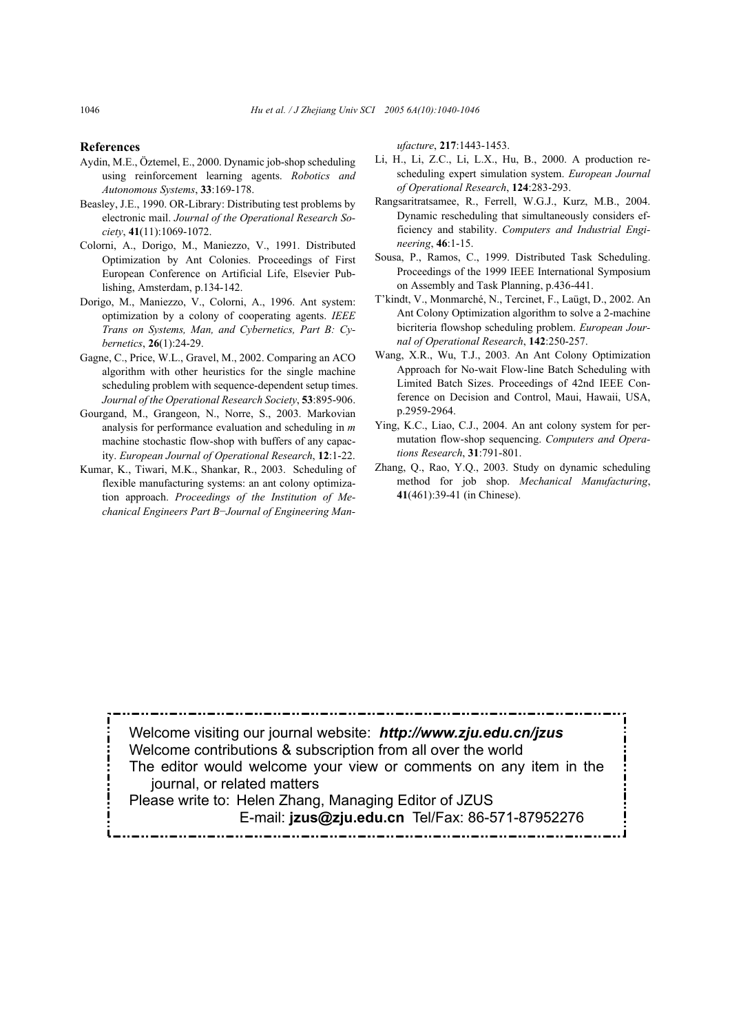## References

Aydin, M.E., Öztemel, E., 2000. Dynamic job-shop scheduling using reinforcement learning agents. *Robotics and Autonomous Systems*, **33**:169-178.

Beasley, J.E., 1990. OR-Library: Distributing test problems by electronic mail. *Journal of the Operational Research Society*, **41**(11):1069-1072.

Colorni, A., Dorigo, M., Maniezzo, V., 1991. Distributed Optimization by Ant Colonies. Proceedings of First European Conference on Artificial Life, Elsevier Publishing, Amsterdam, p.134-142.

Dorigo, M., Maniezzo, V., Colorni, A., 1996. Ant system: optimization by a colony of cooperating agents. *IEEE Trans on Systems, Man, and Cybernetics, Part B: Cybernetics*, **26**(1):24-29.

Gagne, C., Price, W.L., Gravel, M., 2002. Comparing an ACO algorithm with other heuristics for the single machine scheduling problem with sequence-dependent setup times. *Journal of the Operational Research Society*, **53**:895-906.

Gourgand, M., Grangeon, N., Norre, S., 2003. Markovian analysis for performance evaluation and scheduling in *m* machine stochastic flow-shop with buffers of any capacity. *European Journal of Operational Research*, **12**:1-22.

Kumar, K., Tiwari, M.K., Shankar, R., 2003. Scheduling of flexible manufacturing systems: an ant colony optimization approach. *Proceedings of the Institution of Mechanical Engineers Part B−Journal of Engineering Manufacture*, **217**:1443-1453.

Li, H., Li, Z.C., Li, L.X., Hu, B., 2000. A production rescheduling expert simulation system. *European Journal of Operational Research*, **124**:283-293.

Rangsaritratsamee, R., Ferrell, W.G.J., Kurz, M.B., 2004. Dynamic rescheduling that simultaneously considers efficiency and stability. *Computers and Industrial Engineering*, **46**:1-15.

Sousa, P., Ramos, C., 1999. Distributed Task Scheduling. Proceedings of the 1999 IEEE International Symposium on Assembly and Task Planning, p.436-441.

T'kindt, V., Monmarché, N., Tercinet, F., Laügt, D., 2002. An Ant Colony Optimization algorithm to solve a 2-machine bicriteria flowshop scheduling problem. *European Journal of Operational Research*, **142**:250-257.

Wang, X.R., Wu, T.J., 2003. An Ant Colony Optimization Approach for No-wait Flow-line Batch Scheduling with Limited Batch Sizes. Proceedings of 42nd IEEE Conference on Decision and Control, Maui, Hawaii, USA, p.2959-2964.

Ying, K.C., Liao, C.J., 2004. An ant colony system for permutation flow-shop sequencing. *Computers and Operations Research*, **31**:791-801.

Zhang, Q., Rao, Y.Q., 2003. Study on dynamic scheduling method for job shop. *Mechanical Manufacturing*, **41**(461):39-41 (in Chinese).

---

Welcome visiting our journal website: ***http://www.zju.edu.cn/jzus***
Welcome contributions & subscription from all over the world
The editor would welcome your view or comments on any item in the journal, or related matters
Please write to: Helen Zhang, Managing Editor of JZUS
E-mail: **jzus@zju.edu.cn** Tel/Fax: 86-571-87952276